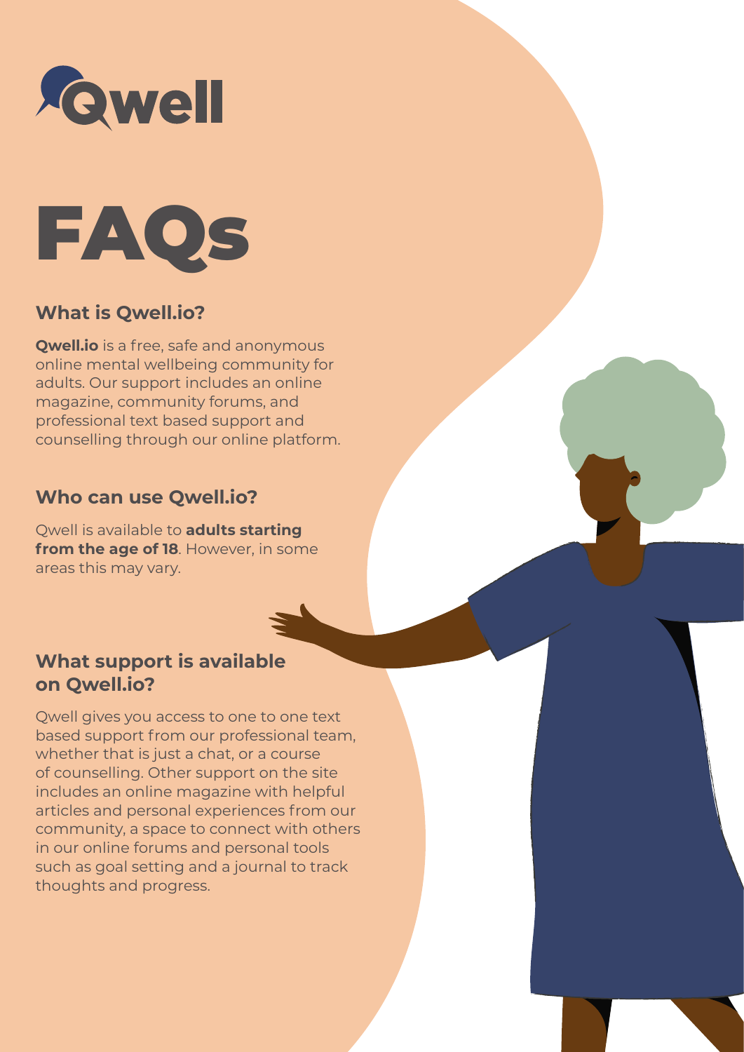Qwell

# FAQs

## What is Qwell.io?

**Qwell.io** is a free, safe and anonymous online mental wellbeing community for adults. Our support includes an online magazine, community forums, and professional text based support and counselling through our online platform.

## Who can use Qwell.io?

Qwell is available to **adults starting from the age of 18**. However, in some areas this may vary.

## What support is available on Qwell.io?

Qwell gives you access to one to one text based support from our professional team, whether that is just a chat, or a course of counselling. Other support on the site includes an online magazine with helpful articles and personal experiences from our community, a space to connect with others in our online forums and personal tools such as goal setting and a journal to track thoughts and progress.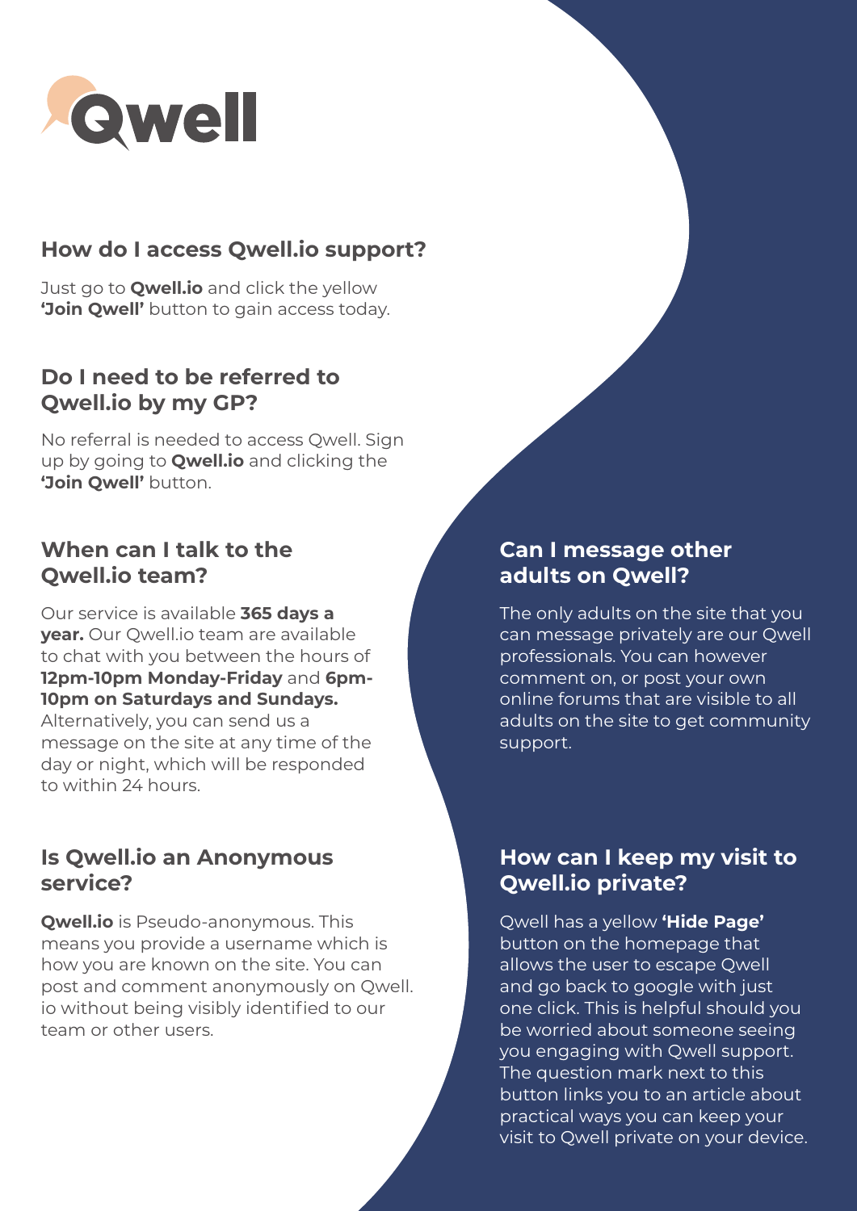# Qwell

## How do I access Qwell.io support?

Just go to **Qwell.io** and click the yellow **'Join Qwell'** button to gain access today.

## Do I need to be referred to Qwell.io by my GP?

No referral is needed to access Qwell. Sign up by going to **Qwell.io** and clicking the **'Join Qwell'** button.

## When can I talk to the Qwell.io team?

Our service is available **365 days a year.** Our Qwell.io team are available to chat with you between the hours of **12pm-10pm Monday-Friday** and **6pm-10pm on Saturdays and Sundays.** Alternatively, you can send us a message on the site at any time of the day or night, which will be responded to within 24 hours.

## Is Qwell.io an Anonymous service?

**Qwell.io** is Pseudo-anonymous. This means you provide a username which is how you are known on the site. You can post and comment anonymously on Qwell.io without being visibly identified to our team or other users.

## Can I message other adults on Qwell?

The only adults on the site that you can message privately are our Qwell professionals. You can however comment on, or post your own online forums that are visible to all adults on the site to get community support.

## How can I keep my visit to Qwell.io private?

Qwell has a yellow **'Hide Page'** button on the homepage that allows the user to escape Qwell and go back to google with just one click. This is helpful should you be worried about someone seeing you engaging with Qwell support. The question mark next to this button links you to an article about practical ways you can keep your visit to Qwell private on your device.